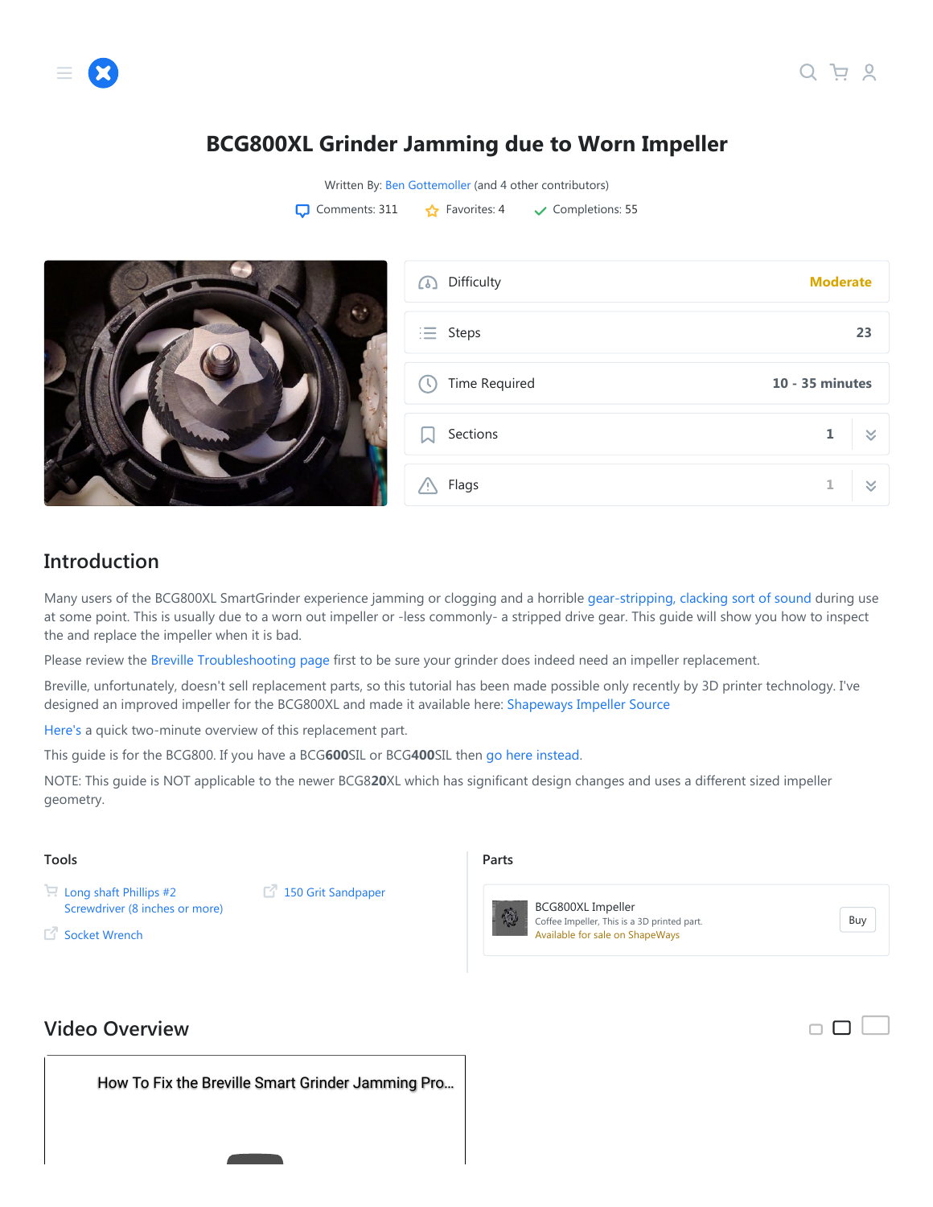# BCG800XL Grinder Jamming due to Worn Impeller

Written By: Ben Gottemoller (and 4 other contributors)

Comments: 311 Favorites: 4 Completions: 55

| | |
|---|---|
| Difficulty | Moderate |
| Steps | 23 |
| Time Required | 10 - 35 minutes |
| Sections | 1 |
| Flags | 1 |

## Introduction

Many users of the BCG800XL SmartGrinder experience jamming or clogging and a horrible gear-stripping, clacking sort of sound during use at some point. This is usually due to a worn out impeller or -less commonly- a stripped drive gear. This guide will show you how to inspect the and replace the impeller when it is bad.

Please review the Breville Troubleshooting page first to be sure your grinder does indeed need an impeller replacement.

Breville, unfortunately, doesn't sell replacement parts, so this tutorial has been made possible only recently by 3D printer technology. I've designed an improved impeller for the BCG800XL and made it available here: Shapeways Impeller Source

Here's a quick two-minute overview of this replacement part.

This guide is for the BCG800. If you have a BCG**600**SIL or BCG**400**SIL then go here instead.

NOTE: This guide is NOT applicable to the newer BCG8**20**XL which has significant design changes and uses a different sized impeller geometry.

### Tools

- Long shaft Phillips #2 Screwdriver (8 inches or more)
- Socket Wrench
- 150 Grit Sandpaper

### Parts

- BCG800XL Impeller
  Coffee Impeller, This is a 3D printed part.
  Available for sale on ShapeWays

## Video Overview

How To Fix the Breville Smart Grinder Jamming Pro...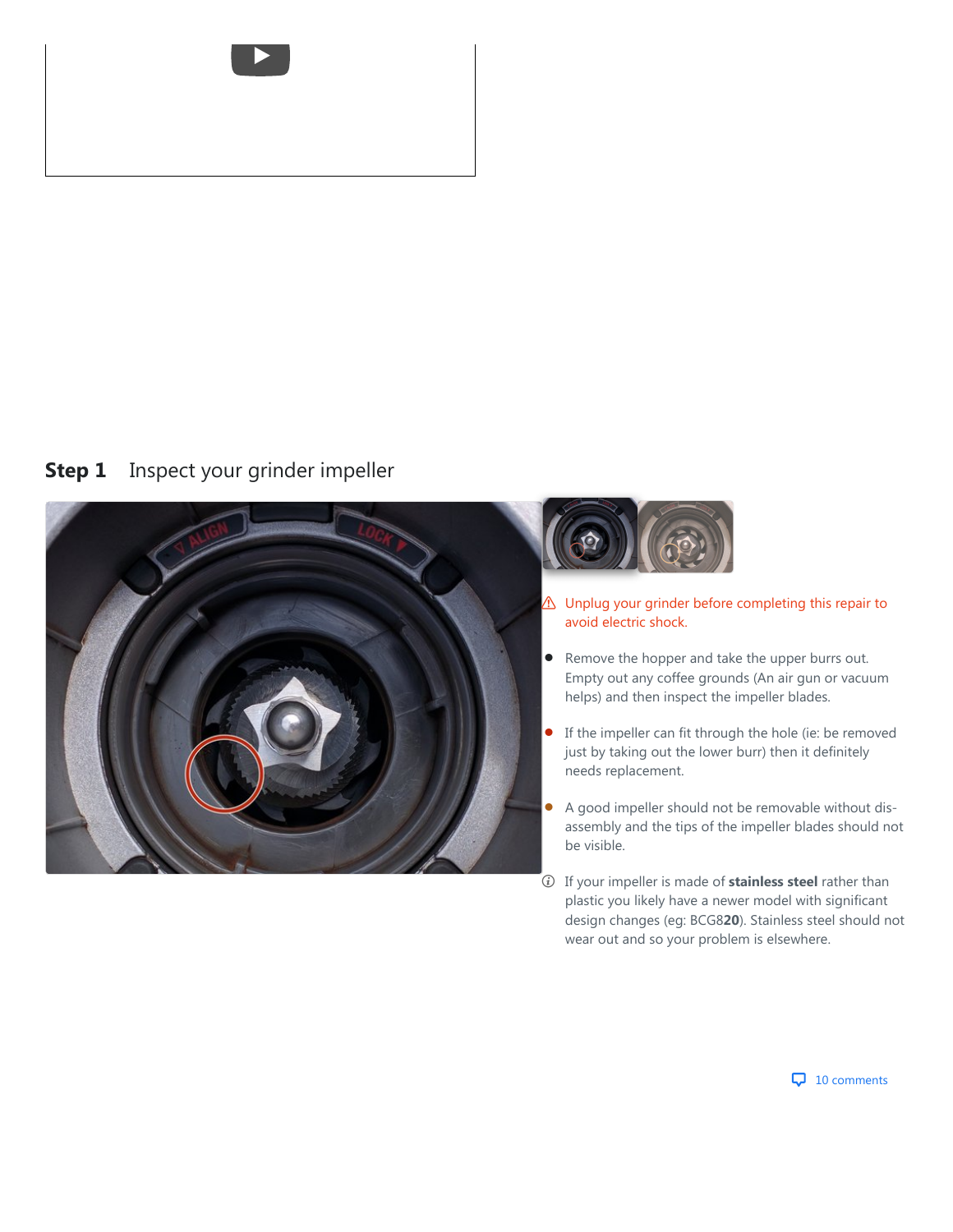## Step 1 Inspect your grinder impeller

⚠ Unplug your grinder before completing this repair to avoid electric shock.

- Remove the hopper and take the upper burrs out. Empty out any coffee grounds (An air gun or vacuum helps) and then inspect the impeller blades.
- If the impeller can fit through the hole (ie: be removed just by taking out the lower burr) then it definitely needs replacement.
- A good impeller should not be removable without dis-assembly and the tips of the impeller blades should not be visible.

ⓘ If your impeller is made of **stainless steel** rather than plastic you likely have a newer model with significant design changes (eg: BCG8**20**). Stainless steel should not wear out and so your problem is elsewhere.

10 comments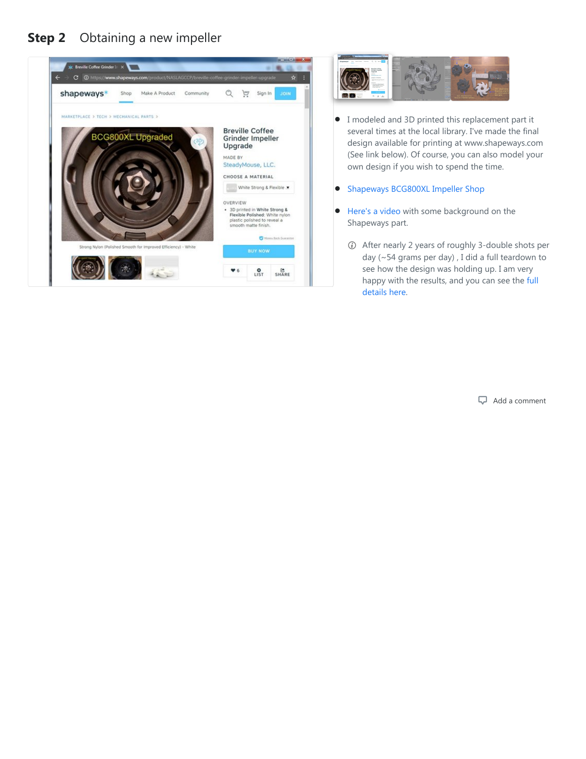## Step 2 Obtaining a new impeller

- I modeled and 3D printed this replacement part it several times at the local library. I've made the final design available for printing at www.shapeways.com (See link below). Of course, you can also model your own design if you wish to spend the time.
- Shapeways BCG800XL Impeller Shop
- Here's a video with some background on the Shapeways part.

After nearly 2 years of roughly 3-double shots per day (~54 grams per day) , I did a full teardown to see how the design was holding up. I am very happy with the results, and you can see the full details here.

Add a comment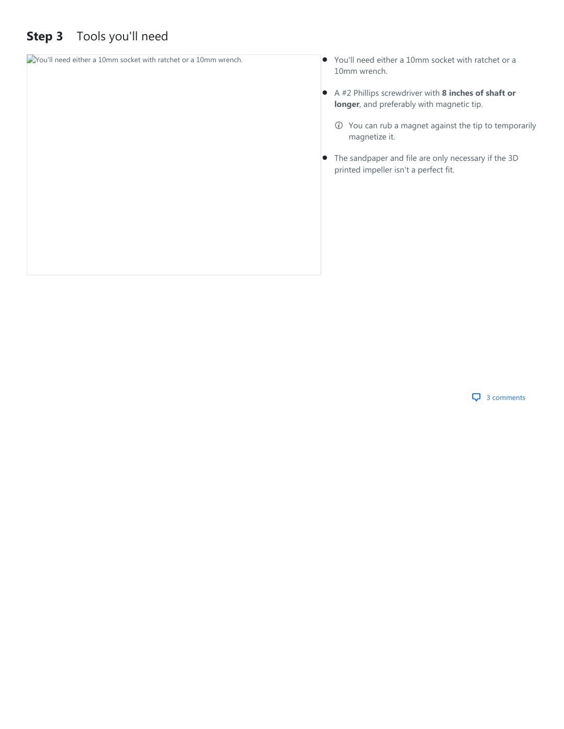## Step 3 Tools you'll need

You'll need either a 10mm socket with ratchet or a 10mm wrench.

- You'll need either a 10mm socket with ratchet or a 10mm wrench.
- A #2 Phillips screwdriver with **8 inches of shaft or longer**, and preferably with magnetic tip.
  - You can rub a magnet against the tip to temporarily magnetize it.
- The sandpaper and file are only necessary if the 3D printed impeller isn't a perfect fit.

3 comments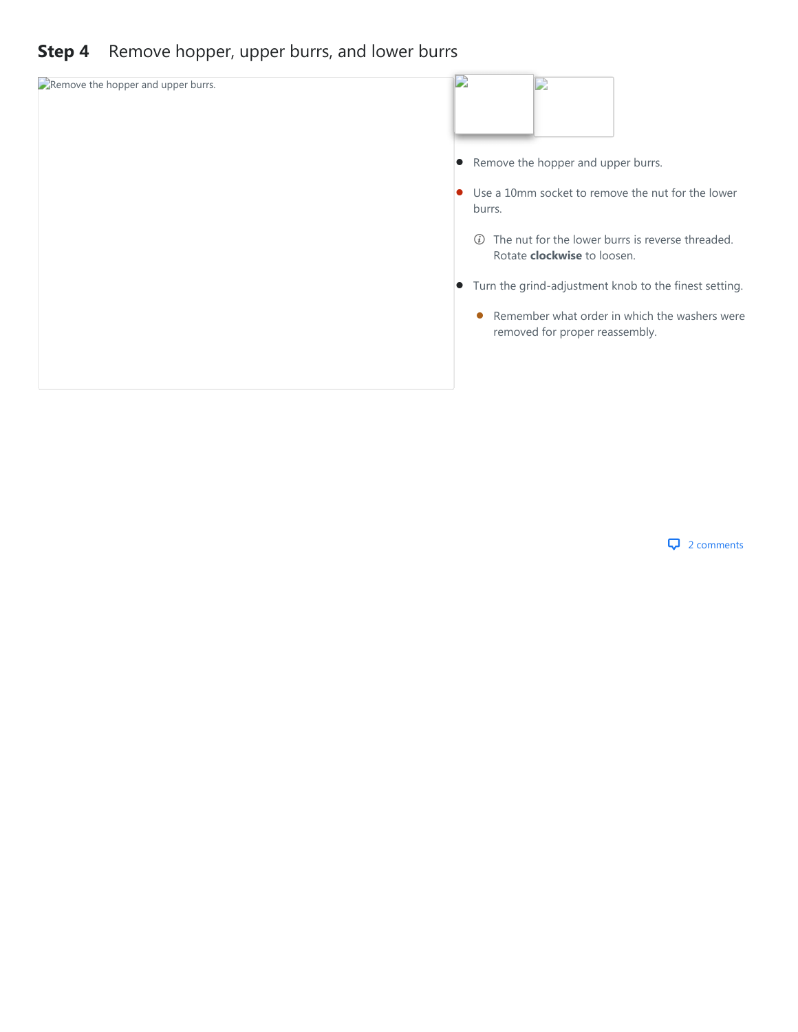## Step 4 Remove hopper, upper burrs, and lower burrs

Remove the hopper and upper burrs.

- Remove the hopper and upper burrs.
- Use a 10mm socket to remove the nut for the lower burrs.
  - The nut for the lower burrs is reverse threaded. Rotate **clockwise** to loosen.
- Turn the grind-adjustment knob to the finest setting.
  - Remember what order in which the washers were removed for proper reassembly.

2 comments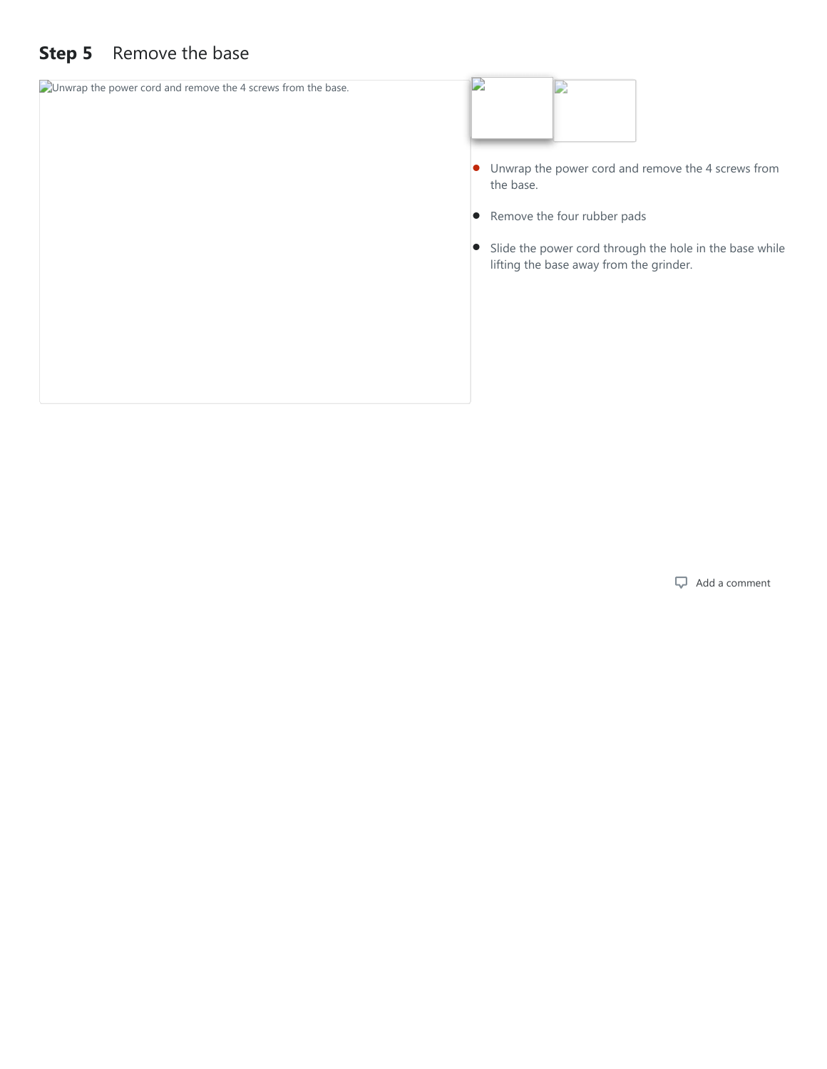## Step 5 Remove the base

- Unwrap the power cord and remove the 4 screws from the base.
- Remove the four rubber pads
- Slide the power cord through the hole in the base while lifting the base away from the grinder.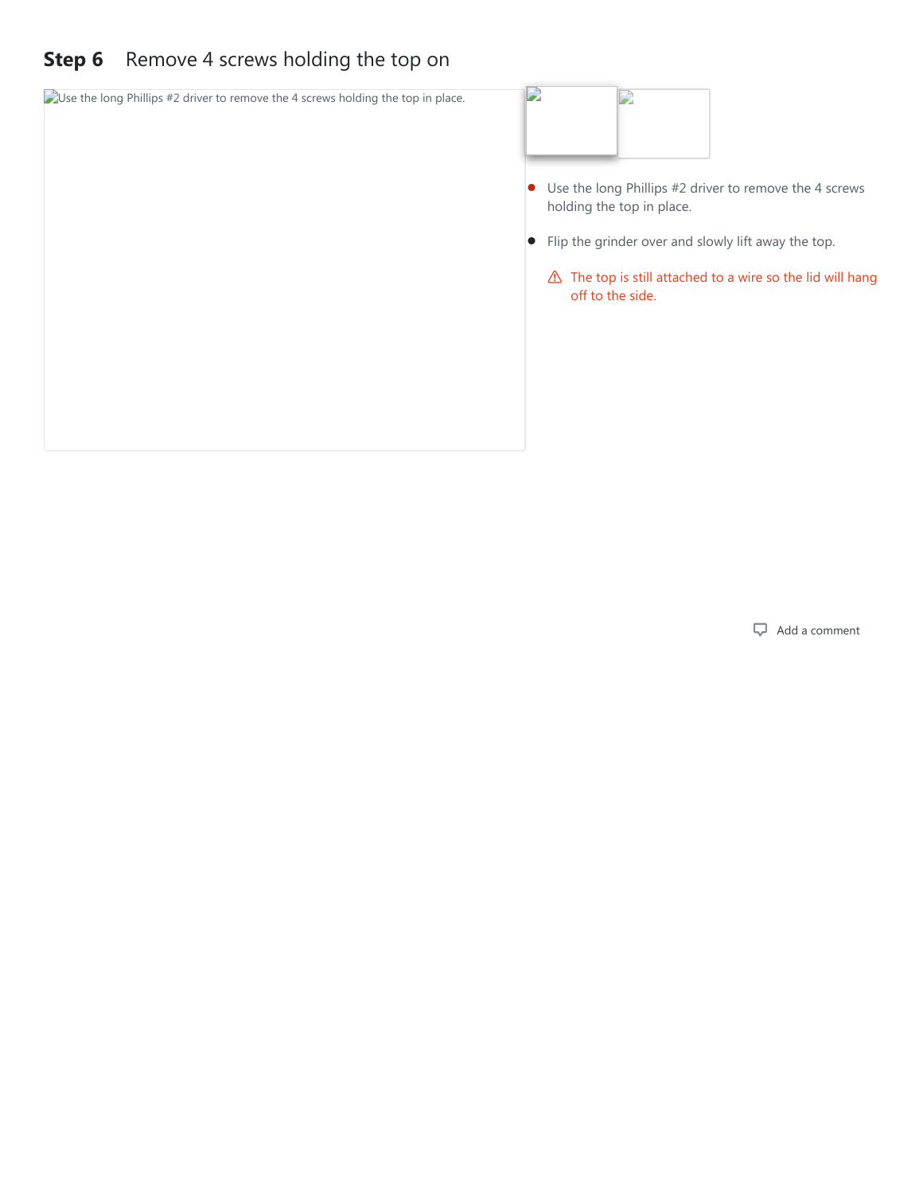## Step 6 Remove 4 screws holding the top on

Use the long Phillips #2 driver to remove the 4 screws holding the top in place.

- Use the long Phillips #2 driver to remove the 4 screws holding the top in place.
- Flip the grinder over and slowly lift away the top.

⚠ The top is still attached to a wire so the lid will hang off to the side.

Add a comment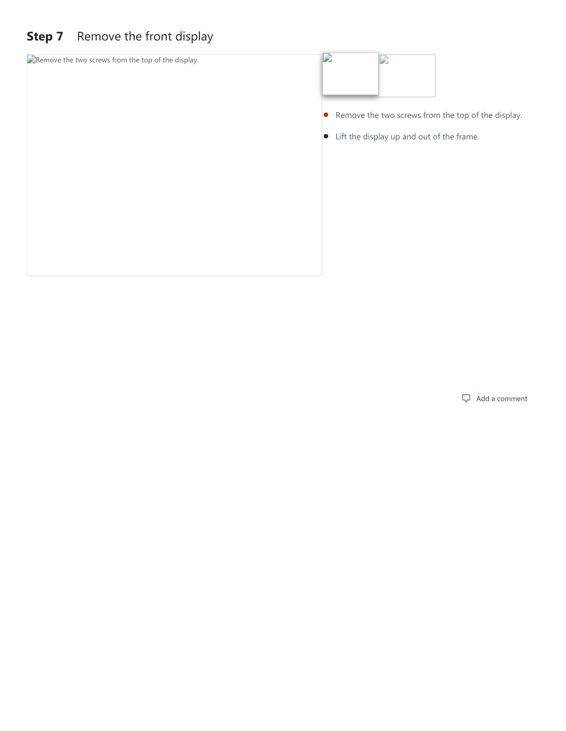## Step 7 Remove the front display

- Remove the two screws from the top of the display.
- Lift the display up and out of the frame.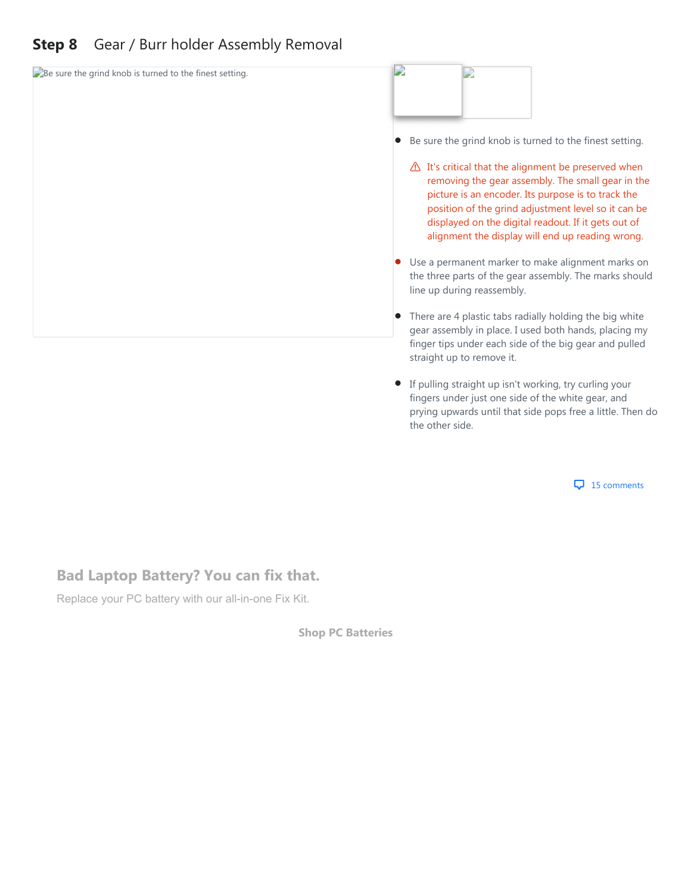## Step 8 Gear / Burr holder Assembly Removal

- Be sure the grind knob is turned to the finest setting.

  ⚠ It's critical that the alignment be preserved when removing the gear assembly. The small gear in the picture is an encoder. Its purpose is to track the position of the grind adjustment level so it can be displayed on the digital readout. If it gets out of alignment the display will end up reading wrong.

- Use a permanent marker to make alignment marks on the three parts of the gear assembly. The marks should line up during reassembly.

- There are 4 plastic tabs radially holding the big white gear assembly in place. I used both hands, placing my finger tips under each side of the big gear and pulled straight up to remove it.

- If pulling straight up isn't working, try curling your fingers under just one side of the white gear, and prying upwards until that side pops free a little. Then do the other side.

15 comments

**Bad Laptop Battery? You can fix that.**

Replace your PC battery with our all-in-one Fix Kit.

**Shop PC Batteries**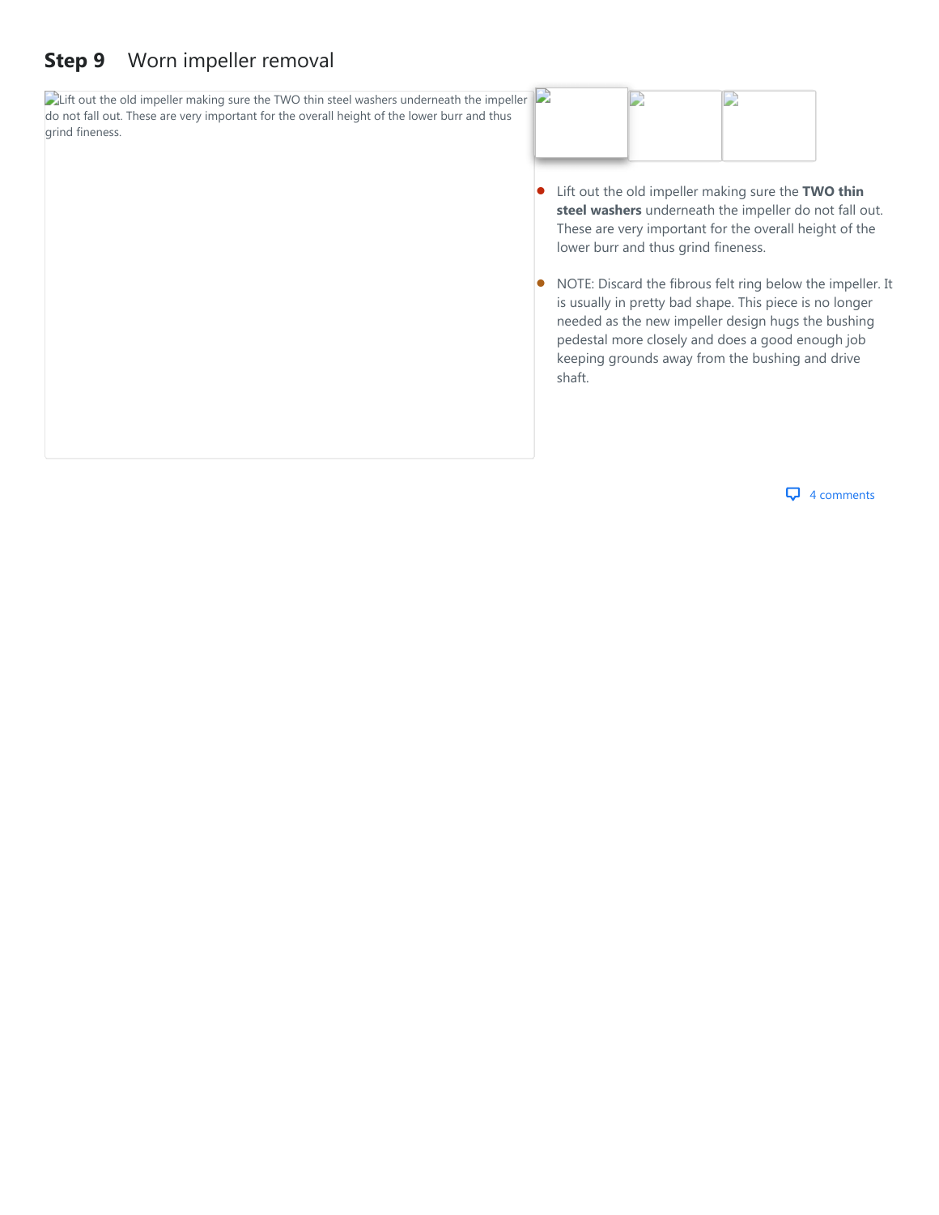## Step 9 Worn impeller removal

Lift out the old impeller making sure the TWO thin steel washers underneath the impeller do not fall out. These are very important for the overall height of the lower burr and thus grind fineness.

- Lift out the old impeller making sure the **TWO thin steel washers** underneath the impeller do not fall out. These are very important for the overall height of the lower burr and thus grind fineness.
- NOTE: Discard the fibrous felt ring below the impeller. It is usually in pretty bad shape. This piece is no longer needed as the new impeller design hugs the bushing pedestal more closely and does a good enough job keeping grounds away from the bushing and drive shaft.

4 comments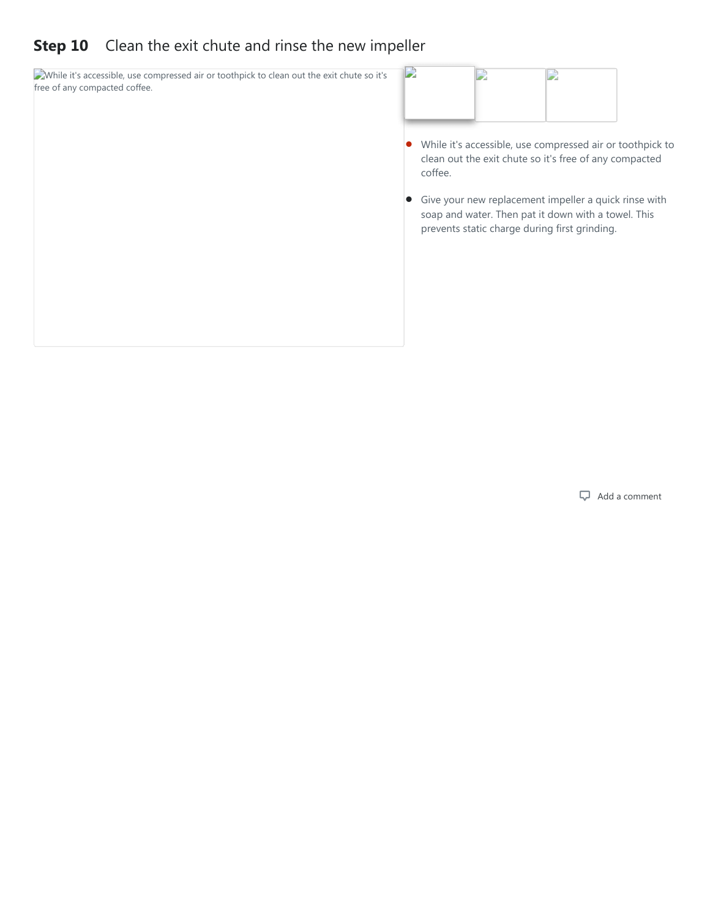## Step 10 Clean the exit chute and rinse the new impeller

While it's accessible, use compressed air or toothpick to clean out the exit chute so it's free of any compacted coffee.

- While it's accessible, use compressed air or toothpick to clean out the exit chute so it's free of any compacted coffee.
- Give your new replacement impeller a quick rinse with soap and water. Then pat it down with a towel. This prevents static charge during first grinding.

Add a comment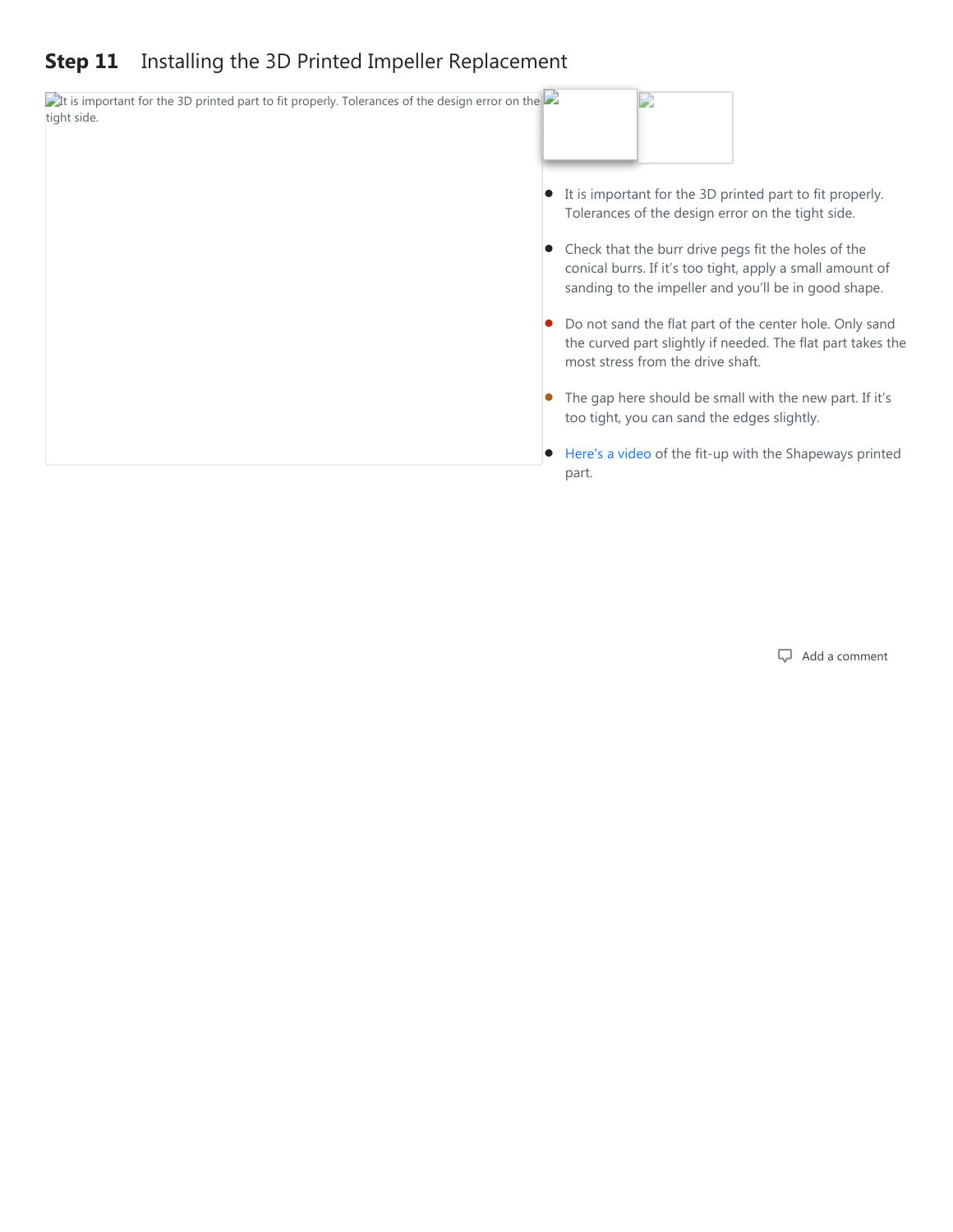## Step 11 Installing the 3D Printed Impeller Replacement

- It is important for the 3D printed part to fit properly. Tolerances of the design error on the tight side.
- Check that the burr drive pegs fit the holes of the conical burrs. If it's too tight, apply a small amount of sanding to the impeller and you'll be in good shape.
- Do not sand the flat part of the center hole. Only sand the curved part slightly if needed. The flat part takes the most stress from the drive shaft.
- The gap here should be small with the new part. If it's too tight, you can sand the edges slightly.
- Here's a video of the fit-up with the Shapeways printed part.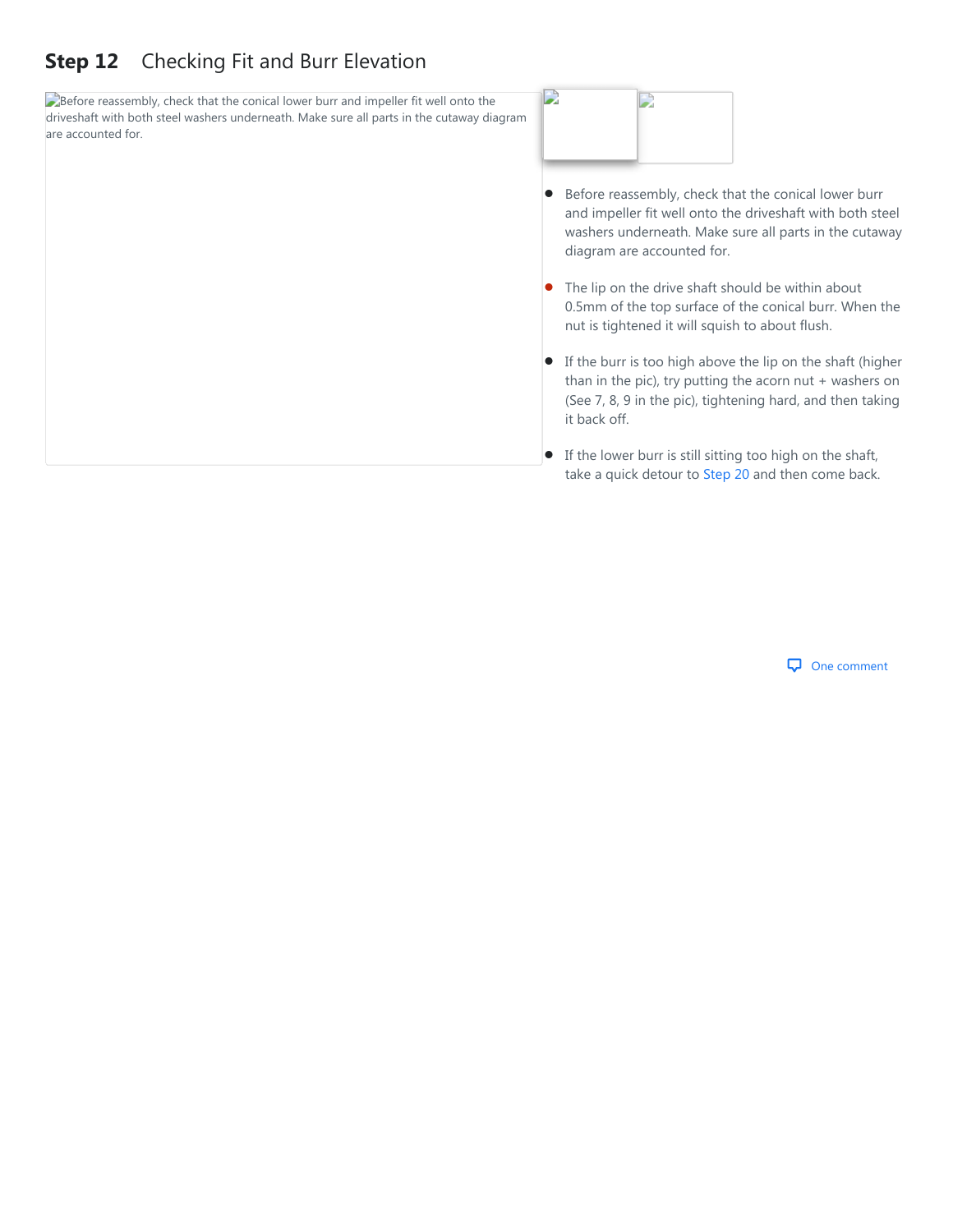## Step 12 Checking Fit and Burr Elevation

Before reassembly, check that the conical lower burr and impeller fit well onto the driveshaft with both steel washers underneath. Make sure all parts in the cutaway diagram are accounted for.

- Before reassembly, check that the conical lower burr and impeller fit well onto the driveshaft with both steel washers underneath. Make sure all parts in the cutaway diagram are accounted for.
- The lip on the drive shaft should be within about 0.5mm of the top surface of the conical burr. When the nut is tightened it will squish to about flush.
- If the burr is too high above the lip on the shaft (higher than in the pic), try putting the acorn nut + washers on (See 7, 8, 9 in the pic), tightening hard, and then taking it back off.
- If the lower burr is still sitting too high on the shaft, take a quick detour to Step 20 and then come back.

One comment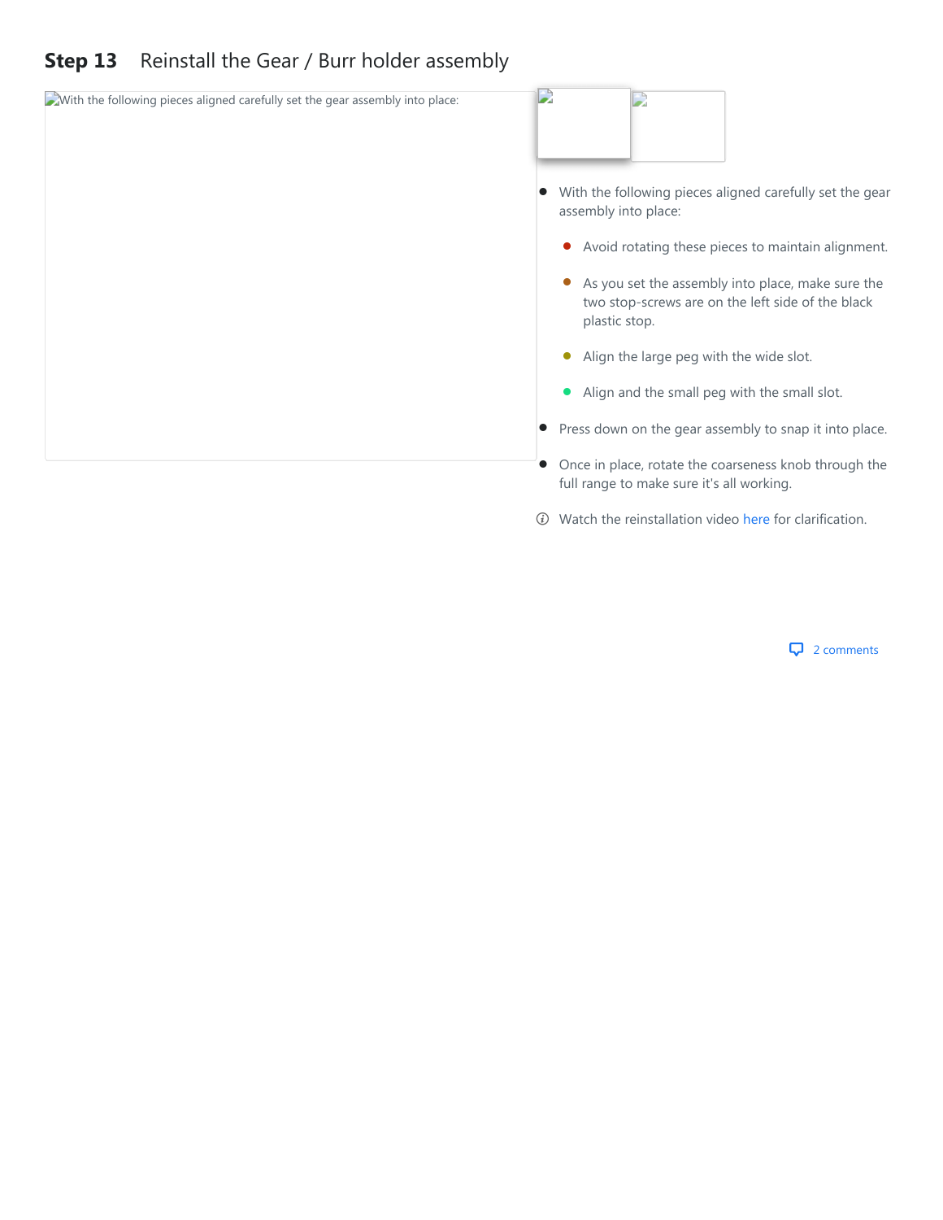## Step 13 Reinstall the Gear / Burr holder assembly

- With the following pieces aligned carefully set the gear assembly into place:
  - Avoid rotating these pieces to maintain alignment.
  - As you set the assembly into place, make sure the two stop-screws are on the left side of the black plastic stop.
  - Align the large peg with the wide slot.
  - Align and the small peg with the small slot.
- Press down on the gear assembly to snap it into place.
- Once in place, rotate the coarseness knob through the full range to make sure it's all working.

ⓘ Watch the reinstallation video here for clarification.

2 comments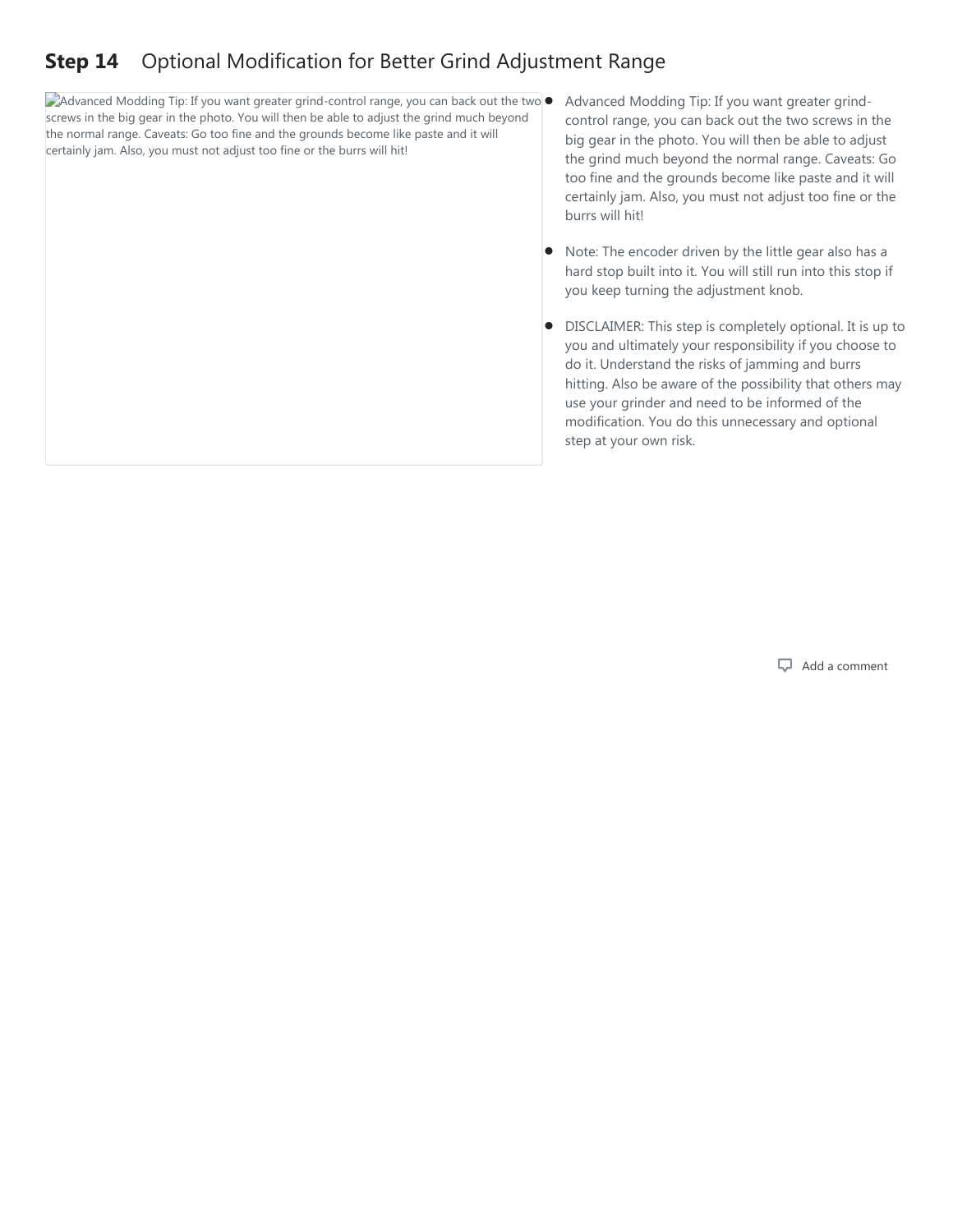## Step 14 Optional Modification for Better Grind Adjustment Range

Advanced Modding Tip: If you want greater grind-control range, you can back out the two screws in the big gear in the photo. You will then be able to adjust the grind much beyond the normal range. Caveats: Go too fine and the grounds become like paste and it will certainly jam. Also, you must not adjust too fine or the burrs will hit!

- Advanced Modding Tip: If you want greater grind-control range, you can back out the two screws in the big gear in the photo. You will then be able to adjust the grind much beyond the normal range. Caveats: Go too fine and the grounds become like paste and it will certainly jam. Also, you must not adjust too fine or the burrs will hit!
- Note: The encoder driven by the little gear also has a hard stop built into it. You will still run into this stop if you keep turning the adjustment knob.
- DISCLAIMER: This step is completely optional. It is up to you and ultimately your responsibility if you choose to do it. Understand the risks of jamming and burrs hitting. Also be aware of the possibility that others may use your grinder and need to be informed of the modification. You do this unnecessary and optional step at your own risk.

Add a comment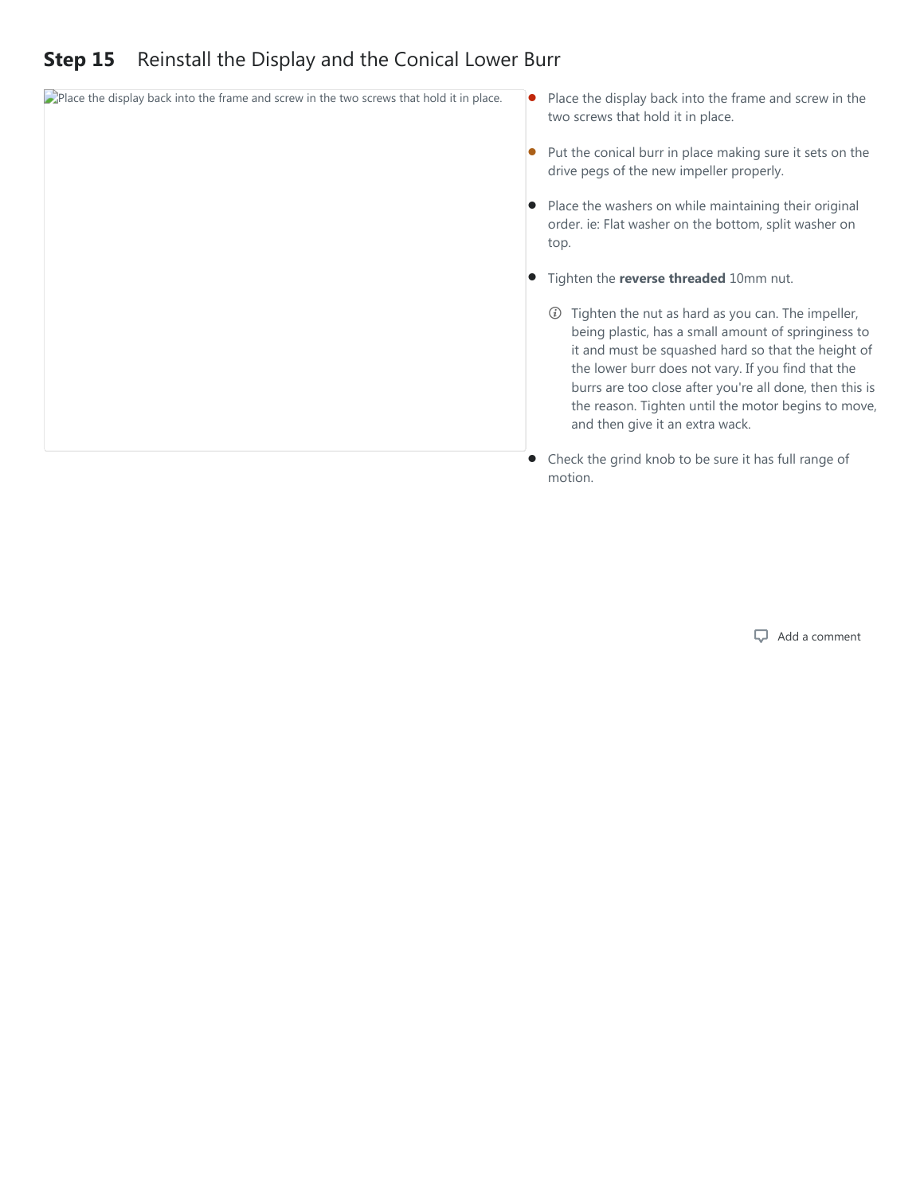## Step 15 Reinstall the Display and the Conical Lower Burr

Place the display back into the frame and screw in the two screws that hold it in place.

- Place the display back into the frame and screw in the two screws that hold it in place.
- Put the conical burr in place making sure it sets on the drive pegs of the new impeller properly.
- Place the washers on while maintaining their original order. ie: Flat washer on the bottom, split washer on top.
- Tighten the **reverse threaded** 10mm nut.
  - Tighten the nut as hard as you can. The impeller, being plastic, has a small amount of springiness to it and must be squashed hard so that the height of the lower burr does not vary. If you find that the burrs are too close after you're all done, then this is the reason. Tighten until the motor begins to move, and then give it an extra wack.
- Check the grind knob to be sure it has full range of motion.

Add a comment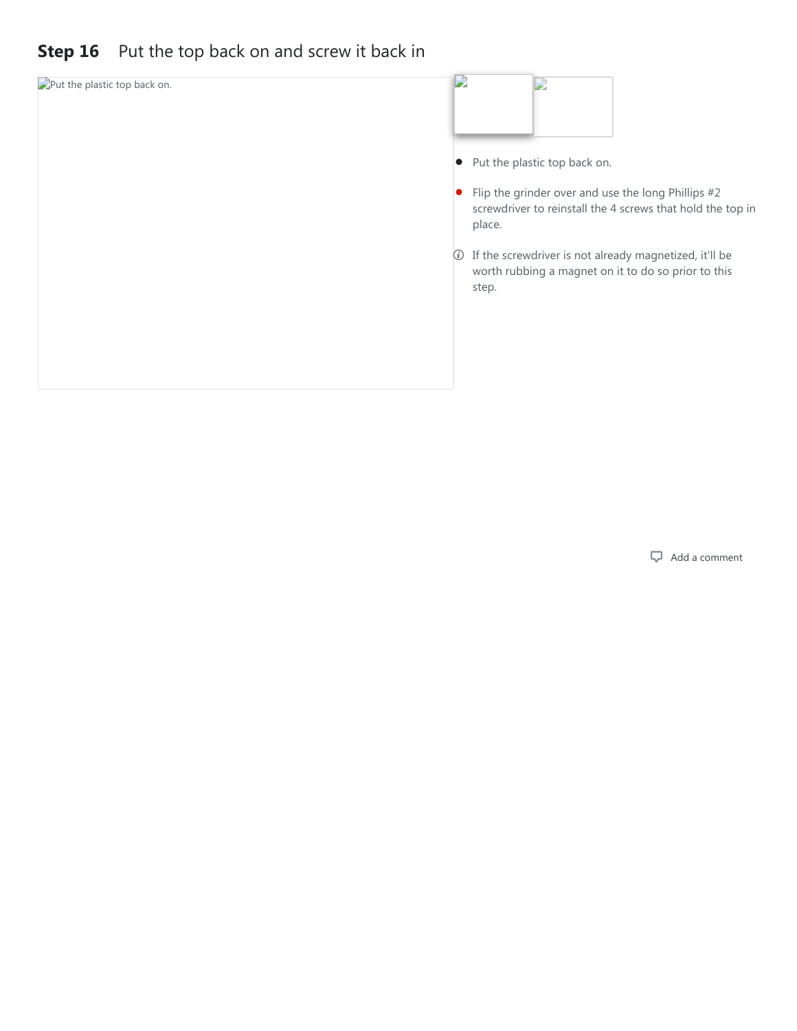## Step 16 Put the top back on and screw it back in

- Put the plastic top back on.
- Flip the grinder over and use the long Phillips #2 screwdriver to reinstall the 4 screws that hold the top in place.
- If the screwdriver is not already magnetized, it'll be worth rubbing a magnet on it to do so prior to this step.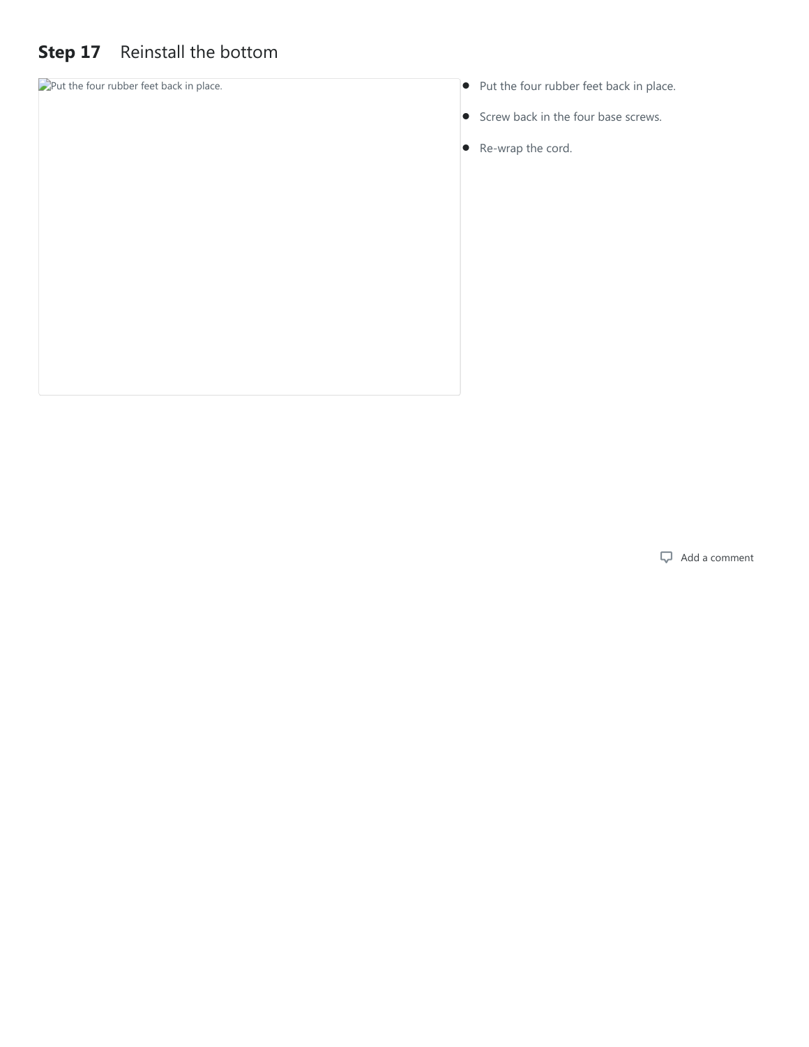## Step 17 Reinstall the bottom

Put the four rubber feet back in place.

- Put the four rubber feet back in place.
- Screw back in the four base screws.
- Re-wrap the cord.

Add a comment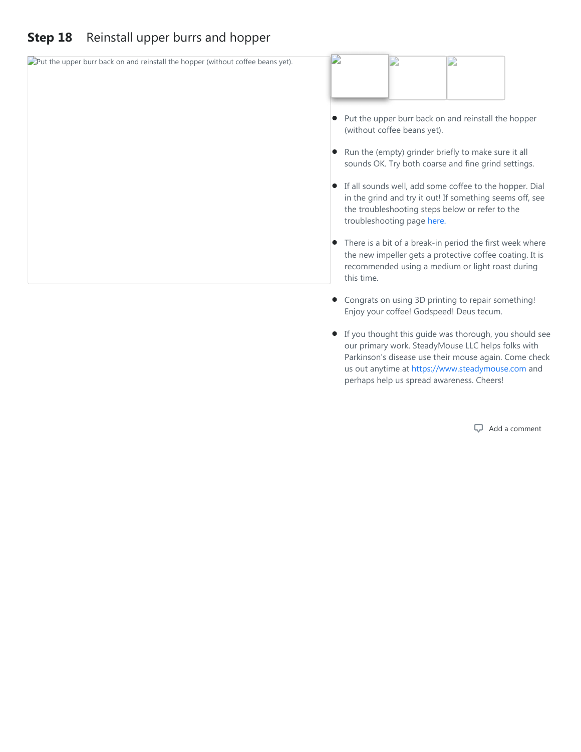## Step 18 Reinstall upper burrs and hopper

Put the upper burr back on and reinstall the hopper (without coffee beans yet).

- Put the upper burr back on and reinstall the hopper (without coffee beans yet).
- Run the (empty) grinder briefly to make sure it all sounds OK. Try both coarse and fine grind settings.
- If all sounds well, add some coffee to the hopper. Dial in the grind and try it out! If something seems off, see the troubleshooting steps below or refer to the troubleshooting page here.
- There is a bit of a break-in period the first week where the new impeller gets a protective coffee coating. It is recommended using a medium or light roast during this time.
- Congrats on using 3D printing to repair something! Enjoy your coffee! Godspeed! Deus tecum.
- If you thought this guide was thorough, you should see our primary work. SteadyMouse LLC helps folks with Parkinson's disease use their mouse again. Come check us out anytime at https://www.steadymouse.com and perhaps help us spread awareness. Cheers!

Add a comment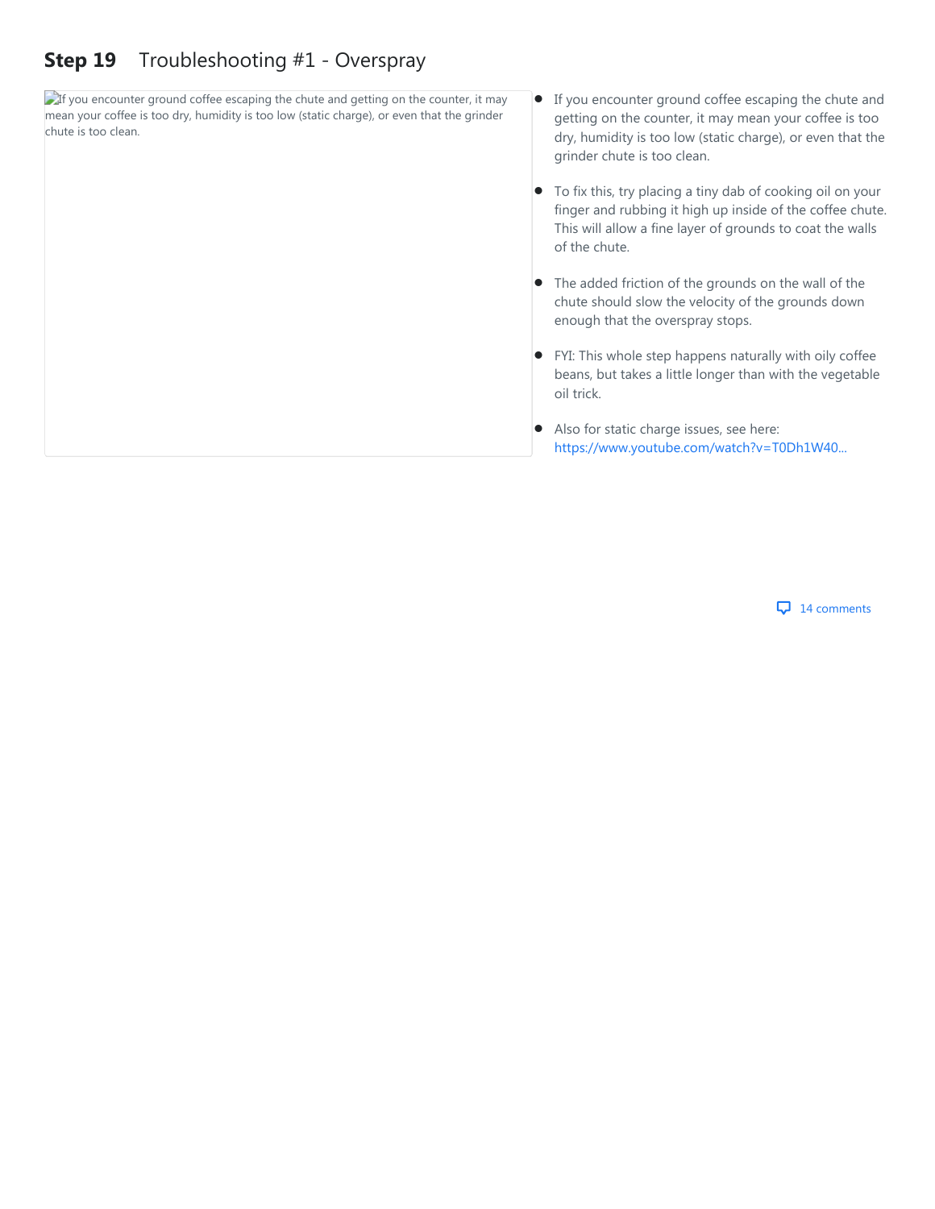## Step 19 Troubleshooting #1 - Overspray

If you encounter ground coffee escaping the chute and getting on the counter, it may mean your coffee is too dry, humidity is too low (static charge), or even that the grinder chute is too clean.

- If you encounter ground coffee escaping the chute and getting on the counter, it may mean your coffee is too dry, humidity is too low (static charge), or even that the grinder chute is too clean.
- To fix this, try placing a tiny dab of cooking oil on your finger and rubbing it high up inside of the coffee chute. This will allow a fine layer of grounds to coat the walls of the chute.
- The added friction of the grounds on the wall of the chute should slow the velocity of the grounds down enough that the overspray stops.
- FYI: This whole step happens naturally with oily coffee beans, but takes a little longer than with the vegetable oil trick.
- Also for static charge issues, see here: https://www.youtube.com/watch?v=T0Dh1W40...

14 comments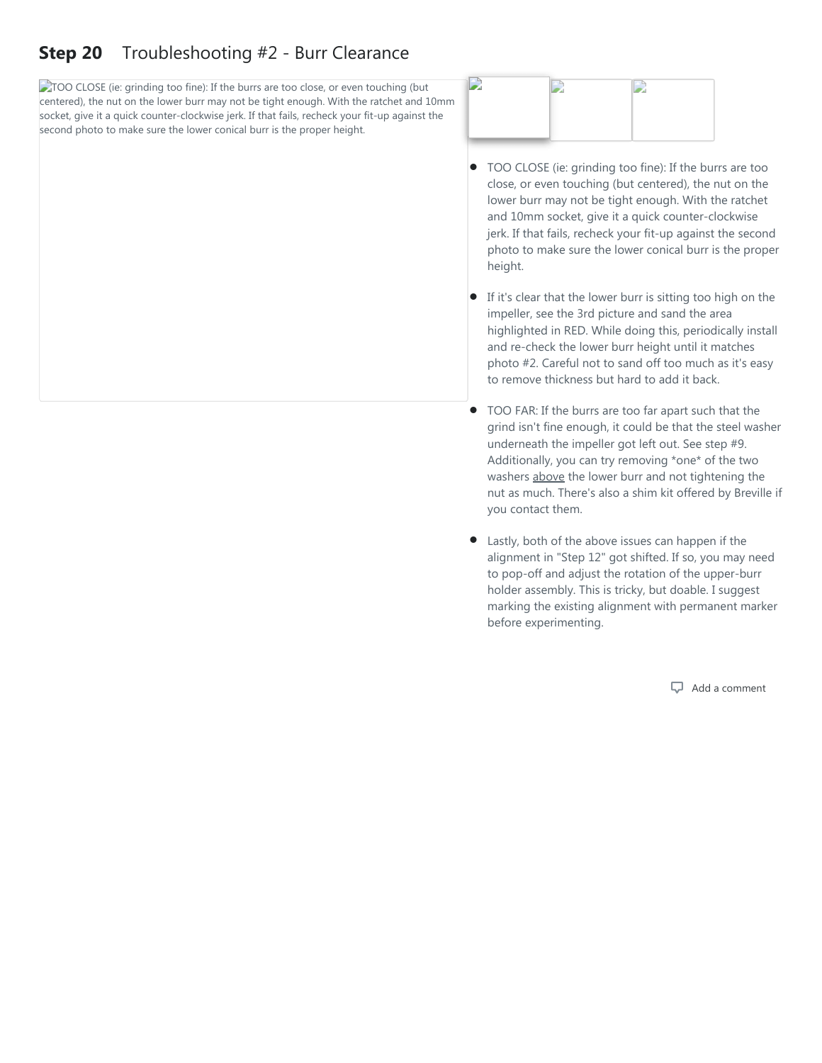## Step 20 Troubleshooting #2 - Burr Clearance

- TOO CLOSE (ie: grinding too fine): If the burrs are too close, or even touching (but centered), the nut on the lower burr may not be tight enough. With the ratchet and 10mm socket, give it a quick counter-clockwise jerk. If that fails, recheck your fit-up against the second photo to make sure the lower conical burr is the proper height.
- If it's clear that the lower burr is sitting too high on the impeller, see the 3rd picture and sand the area highlighted in RED. While doing this, periodically install and re-check the lower burr height until it matches photo #2. Careful not to sand off too much as it's easy to remove thickness but hard to add it back.
- TOO FAR: If the burrs are too far apart such that the grind isn't fine enough, it could be that the steel washer underneath the impeller got left out. See step #9. Additionally, you can try removing *one* of the two washers above the lower burr and not tightening the nut as much. There's also a shim kit offered by Breville if you contact them.
- Lastly, both of the above issues can happen if the alignment in "Step 12" got shifted. If so, you may need to pop-off and adjust the rotation of the upper-burr holder assembly. This is tricky, but doable. I suggest marking the existing alignment with permanent marker before experimenting.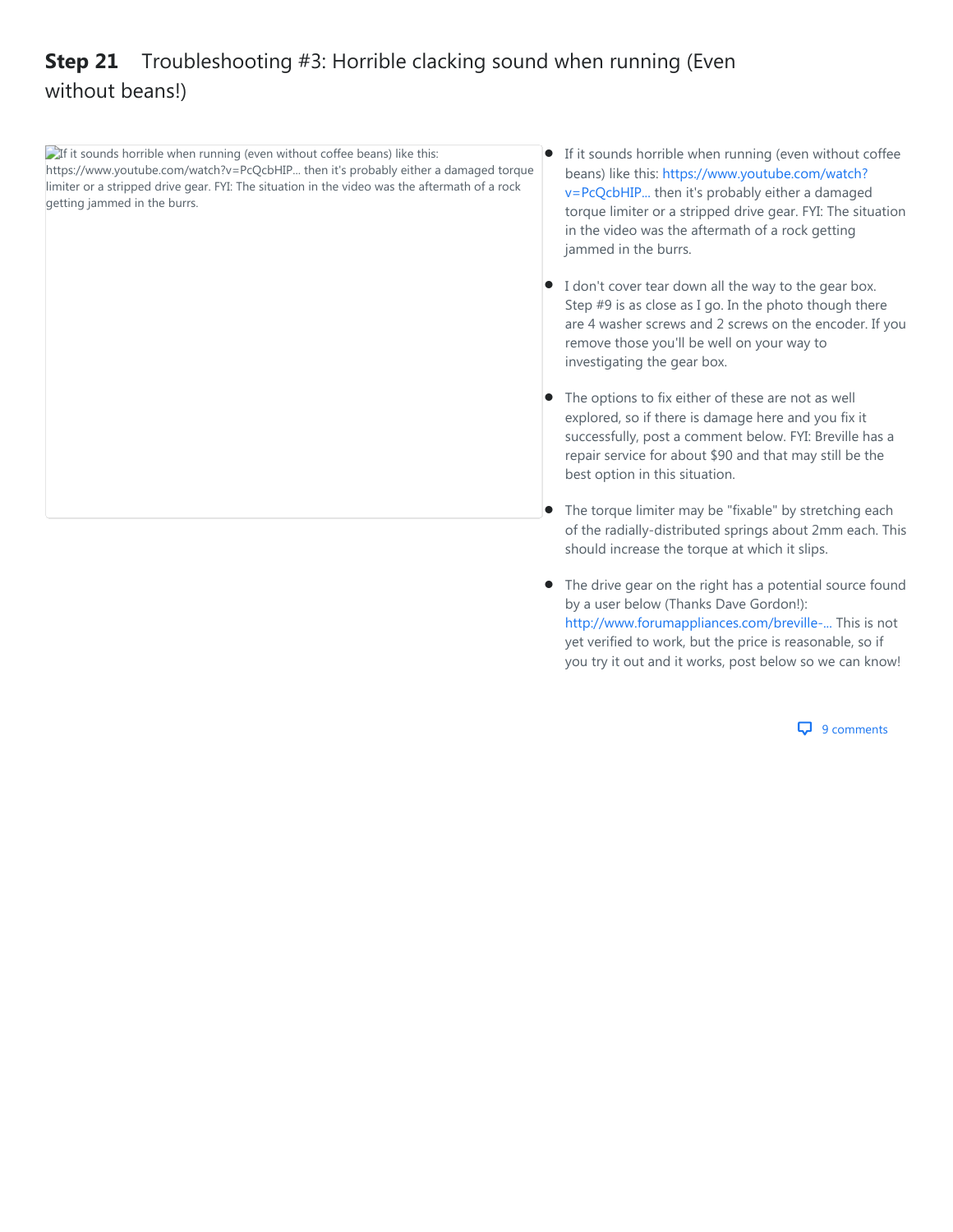## **Step 21** Troubleshooting #3: Horrible clacking sound when running (Even without beans!)

If it sounds horrible when running (even without coffee beans) like this: https://www.youtube.com/watch?v=PcQcbHIP... then it's probably either a damaged torque limiter or a stripped drive gear. FYI: The situation in the video was the aftermath of a rock getting jammed in the burrs.

- If it sounds horrible when running (even without coffee beans) like this: https://www.youtube.com/watch?v=PcQcbHIP... then it's probably either a damaged torque limiter or a stripped drive gear. FYI: The situation in the video was the aftermath of a rock getting jammed in the burrs.
- I don't cover tear down all the way to the gear box. Step #9 is as close as I go. In the photo though there are 4 washer screws and 2 screws on the encoder. If you remove those you'll be well on your way to investigating the gear box.
- The options to fix either of these are not as well explored, so if there is damage here and you fix it successfully, post a comment below. FYI: Breville has a repair service for about $90 and that may still be the best option in this situation.
- The torque limiter may be "fixable" by stretching each of the radially-distributed springs about 2mm each. This should increase the torque at which it slips.
- The drive gear on the right has a potential source found by a user below (Thanks Dave Gordon!): http://www.forumappliances.com/breville-... This is not yet verified to work, but the price is reasonable, so if you try it out and it works, post below so we can know!

9 comments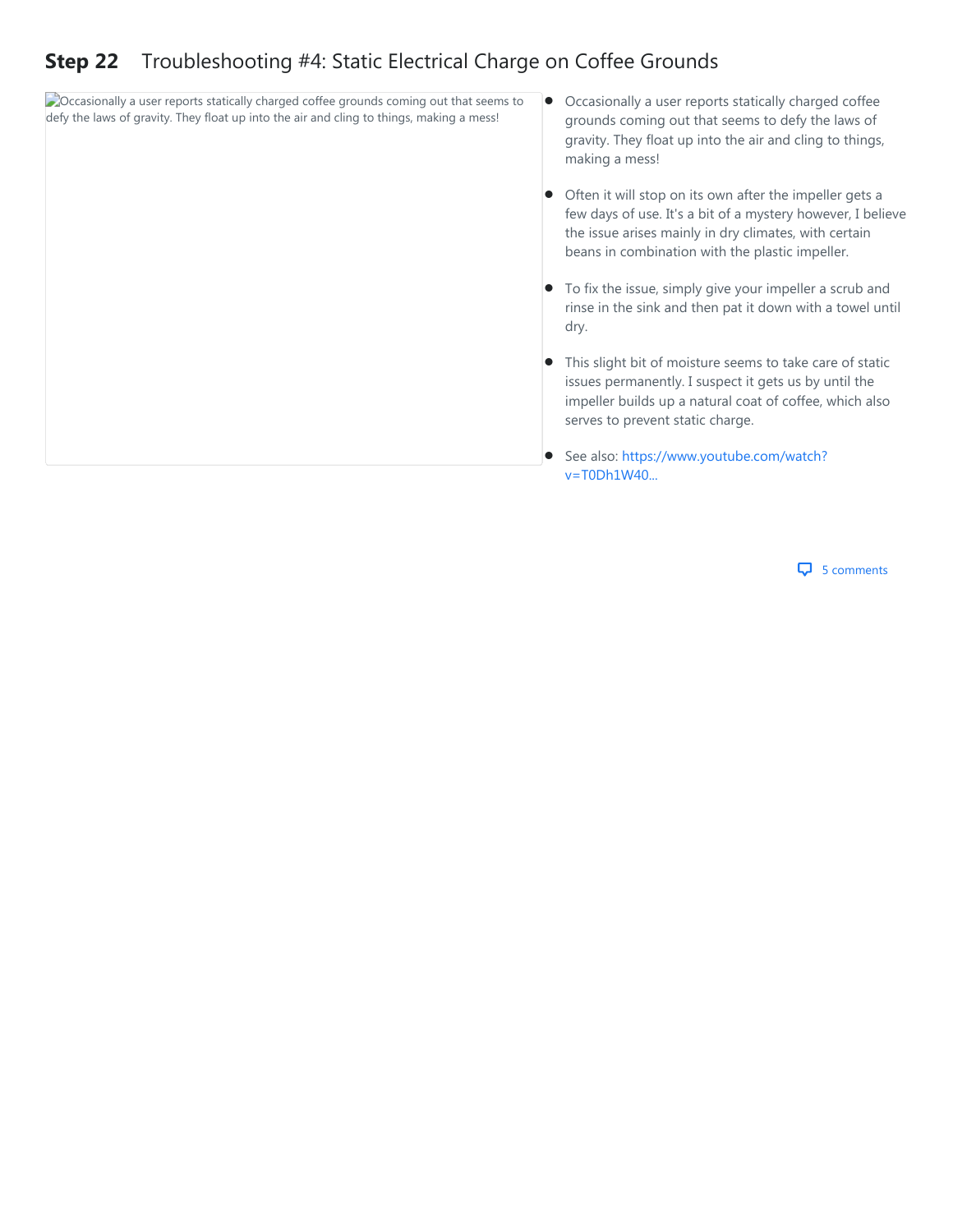## **Step 22** Troubleshooting #4: Static Electrical Charge on Coffee Grounds

Occasionally a user reports statically charged coffee grounds coming out that seems to defy the laws of gravity. They float up into the air and cling to things, making a mess!

- Occasionally a user reports statically charged coffee grounds coming out that seems to defy the laws of gravity. They float up into the air and cling to things, making a mess!
- Often it will stop on its own after the impeller gets a few days of use. It's a bit of a mystery however, I believe the issue arises mainly in dry climates, with certain beans in combination with the plastic impeller.
- To fix the issue, simply give your impeller a scrub and rinse in the sink and then pat it down with a towel until dry.
- This slight bit of moisture seems to take care of static issues permanently. I suspect it gets us by until the impeller builds up a natural coat of coffee, which also serves to prevent static charge.
- See also: https://www.youtube.com/watch?v=T0Dh1W40...

5 comments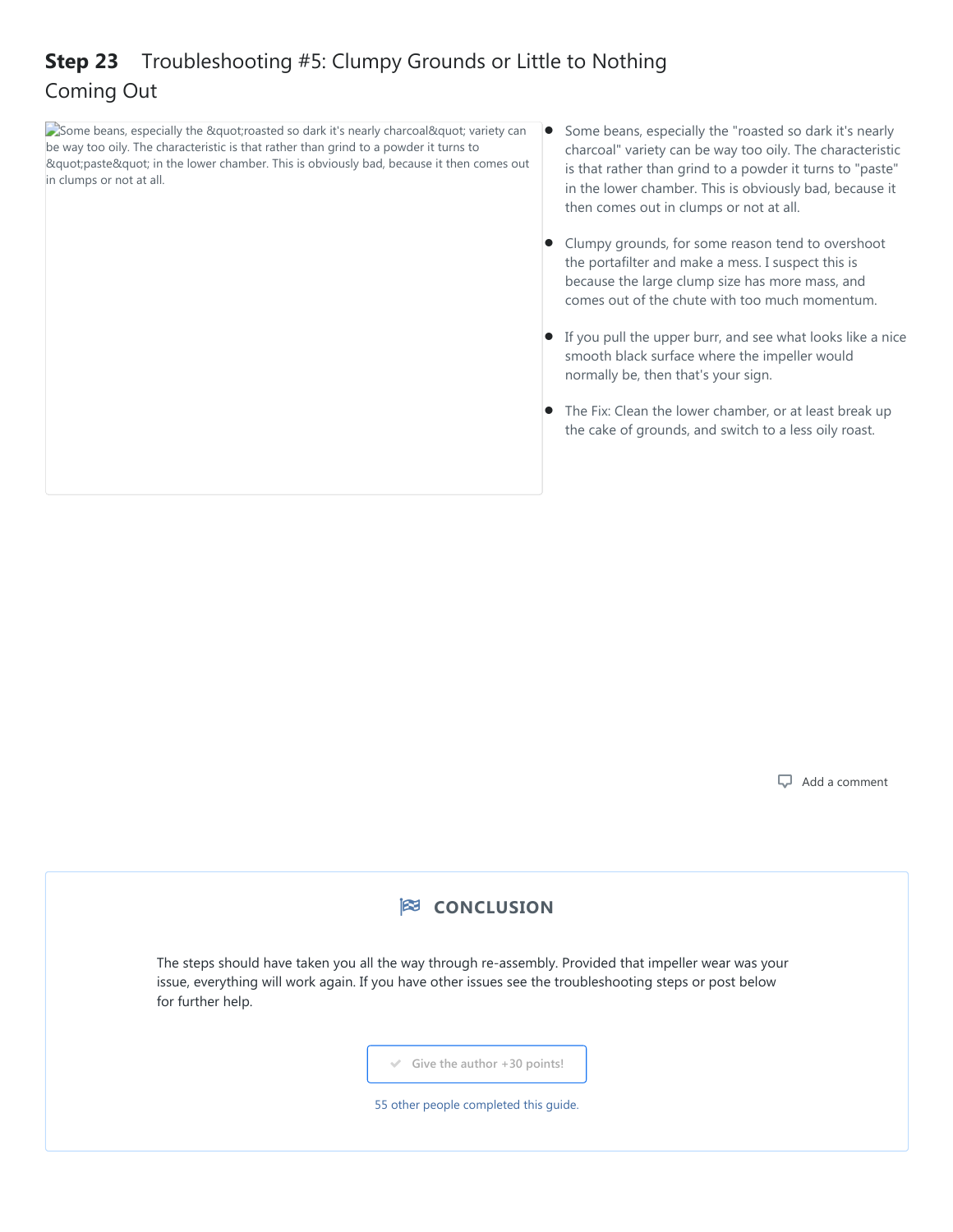## Step 23 Troubleshooting #5: Clumpy Grounds or Little to Nothing Coming Out

Some beans, especially the &quot;roasted so dark it's nearly charcoal&quot; variety can be way too oily. The characteristic is that rather than grind to a powder it turns to &quot;paste&quot; in the lower chamber. This is obviously bad, because it then comes out in clumps or not at all.

- Some beans, especially the "roasted so dark it's nearly charcoal" variety can be way too oily. The characteristic is that rather than grind to a powder it turns to "paste" in the lower chamber. This is obviously bad, because it then comes out in clumps or not at all.
- Clumpy grounds, for some reason tend to overshoot the portafilter and make a mess. I suspect this is because the large clump size has more mass, and comes out of the chute with too much momentum.
- If you pull the upper burr, and see what looks like a nice smooth black surface where the impeller would normally be, then that's your sign.
- The Fix: Clean the lower chamber, or at least break up the cake of grounds, and switch to a less oily roast.

Add a comment

## CONCLUSION

The steps should have taken you all the way through re-assembly. Provided that impeller wear was your issue, everything will work again. If you have other issues see the troubleshooting steps or post below for further help.

Give the author +30 points!

55 other people completed this guide.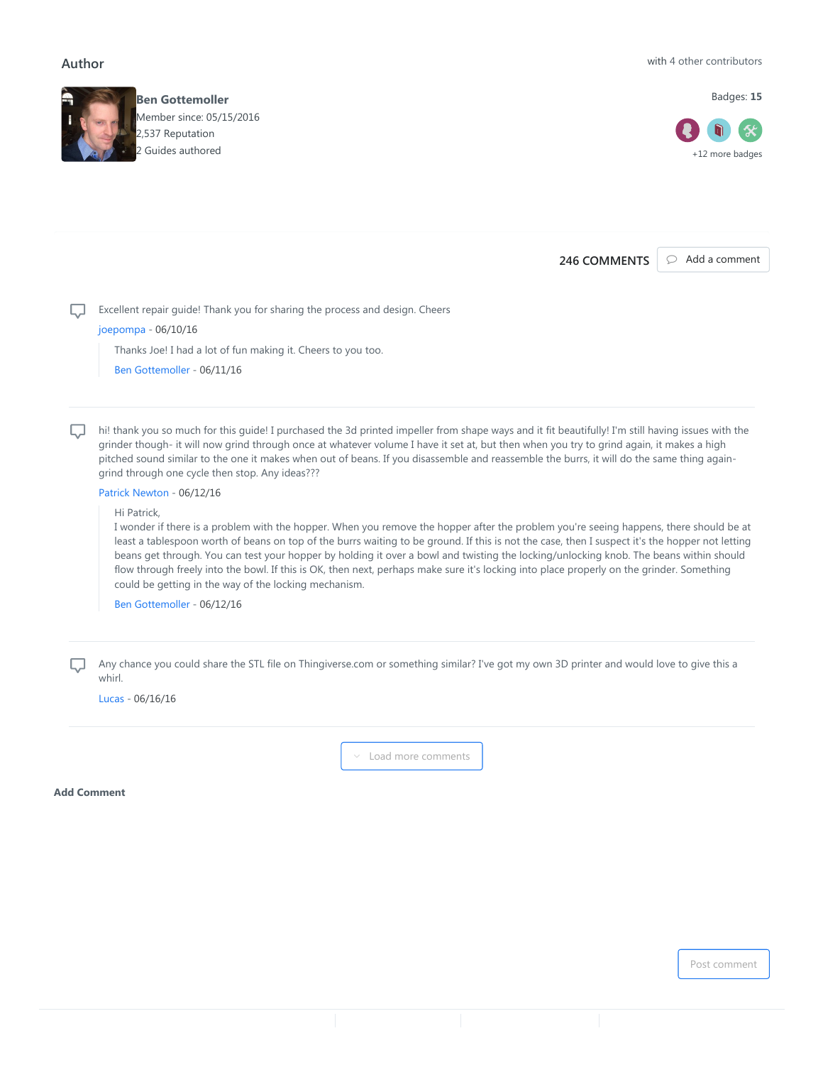## Author

with 4 other contributors

**Ben Gottemoller**
Member since: 05/15/2016
2,537 Reputation
2 Guides authored

Badges: **15**

+12 more badges

**246 COMMENTS**

Add a comment

Excellent repair guide! Thank you for sharing the process and design. Cheers

joepompa - 06/10/16

> Thanks Joe! I had a lot of fun making it. Cheers to you too.
>
> Ben Gottemoller - 06/11/16

hi! thank you so much for this guide! I purchased the 3d printed impeller from shape ways and it fit beautifully! I'm still having issues with the grinder though- it will now grind through once at whatever volume I have it set at, but then when you try to grind again, it makes a high pitched sound similar to the one it makes when out of beans. If you disassemble and reassemble the burrs, it will do the same thing again- grind through one cycle then stop. Any ideas???

Patrick Newton - 06/12/16

> Hi Patrick,
> I wonder if there is a problem with the hopper. When you remove the hopper after the problem you're seeing happens, there should be at least a tablespoon worth of beans on top of the burrs waiting to be ground. If this is not the case, then I suspect it's the hopper not letting beans get through. You can test your hopper by holding it over a bowl and twisting the locking/unlocking knob. The beans within should flow through freely into the bowl. If this is OK, then next, perhaps make sure it's locking into place properly on the grinder. Something could be getting in the way of the locking mechanism.
>
> Ben Gottemoller - 06/12/16

Any chance you could share the STL file on Thingiverse.com or something similar? I've got my own 3D printer and would love to give this a whirl.

Lucas - 06/16/16

Load more comments

**Add Comment**

Post comment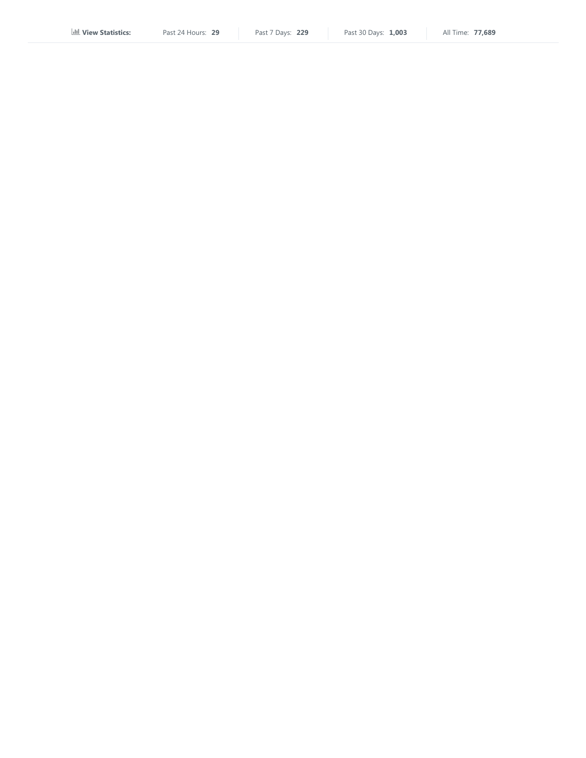**View Statistics:** Past 24 Hours: **29** | Past 7 Days: **229** | Past 30 Days: **1,003** | All Time: **77,689**